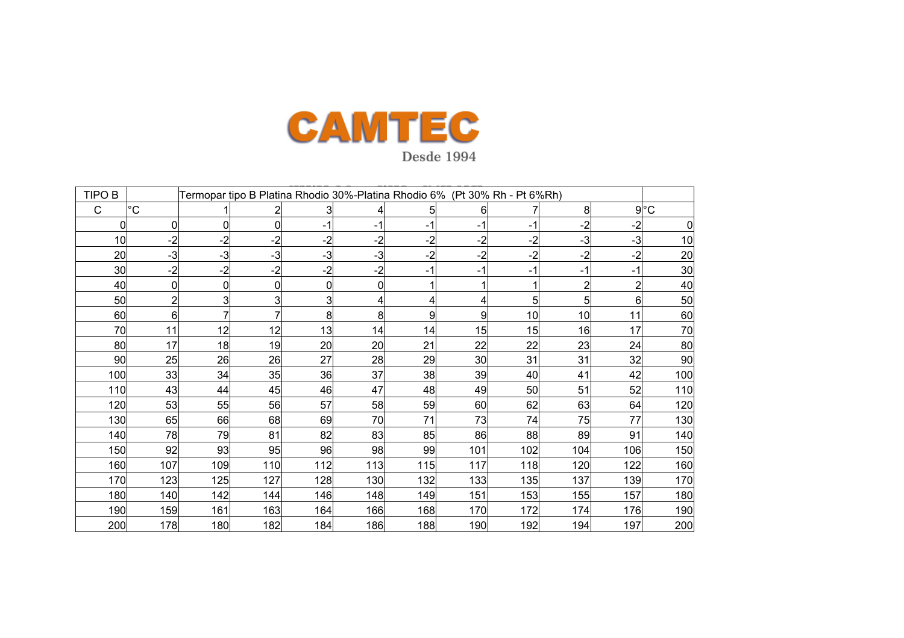# CAMTEC

Desde 1994

| TIPO B | | Termopar tipo B Platina Rhodio 30%-Platina Rhodio 6% (Pt 30% Rh - Pt 6%Rh) | | | | | | | | | |
|---|---|---|---|---|---|---|---|---|---|---|---|
| C | °C | 1 | 2 | 3 | 4 | 5 | 6 | 7 | 8 | 9 | °C |
| 0 | 0 | 0 | 0 | -1 | -1 | -1 | -1 | -1 | -2 | -2 | 0 |
| 10 | -2 | -2 | -2 | -2 | -2 | -2 | -2 | -2 | -3 | -3 | 10 |
| 20 | -3 | -3 | -3 | -3 | -3 | -2 | -2 | -2 | -2 | -2 | 20 |
| 30 | -2 | -2 | -2 | -2 | -2 | -1 | -1 | -1 | -1 | -1 | 30 |
| 40 | 0 | 0 | 0 | 0 | 0 | 1 | 1 | 1 | 2 | 2 | 40 |
| 50 | 2 | 3 | 3 | 3 | 4 | 4 | 4 | 5 | 5 | 6 | 50 |
| 60 | 6 | 7 | 7 | 8 | 8 | 9 | 9 | 10 | 10 | 11 | 60 |
| 70 | 11 | 12 | 12 | 13 | 14 | 14 | 15 | 15 | 16 | 17 | 70 |
| 80 | 17 | 18 | 19 | 20 | 20 | 21 | 22 | 22 | 23 | 24 | 80 |
| 90 | 25 | 26 | 26 | 27 | 28 | 29 | 30 | 31 | 31 | 32 | 90 |
| 100 | 33 | 34 | 35 | 36 | 37 | 38 | 39 | 40 | 41 | 42 | 100 |
| 110 | 43 | 44 | 45 | 46 | 47 | 48 | 49 | 50 | 51 | 52 | 110 |
| 120 | 53 | 55 | 56 | 57 | 58 | 59 | 60 | 62 | 63 | 64 | 120 |
| 130 | 65 | 66 | 68 | 69 | 70 | 71 | 73 | 74 | 75 | 77 | 130 |
| 140 | 78 | 79 | 81 | 82 | 83 | 85 | 86 | 88 | 89 | 91 | 140 |
| 150 | 92 | 93 | 95 | 96 | 98 | 99 | 101 | 102 | 104 | 106 | 150 |
| 160 | 107 | 109 | 110 | 112 | 113 | 115 | 117 | 118 | 120 | 122 | 160 |
| 170 | 123 | 125 | 127 | 128 | 130 | 132 | 133 | 135 | 137 | 139 | 170 |
| 180 | 140 | 142 | 144 | 146 | 148 | 149 | 151 | 153 | 155 | 157 | 180 |
| 190 | 159 | 161 | 163 | 164 | 166 | 168 | 170 | 172 | 174 | 176 | 190 |
| 200 | 178 | 180 | 182 | 184 | 186 | 188 | 190 | 192 | 194 | 197 | 200 |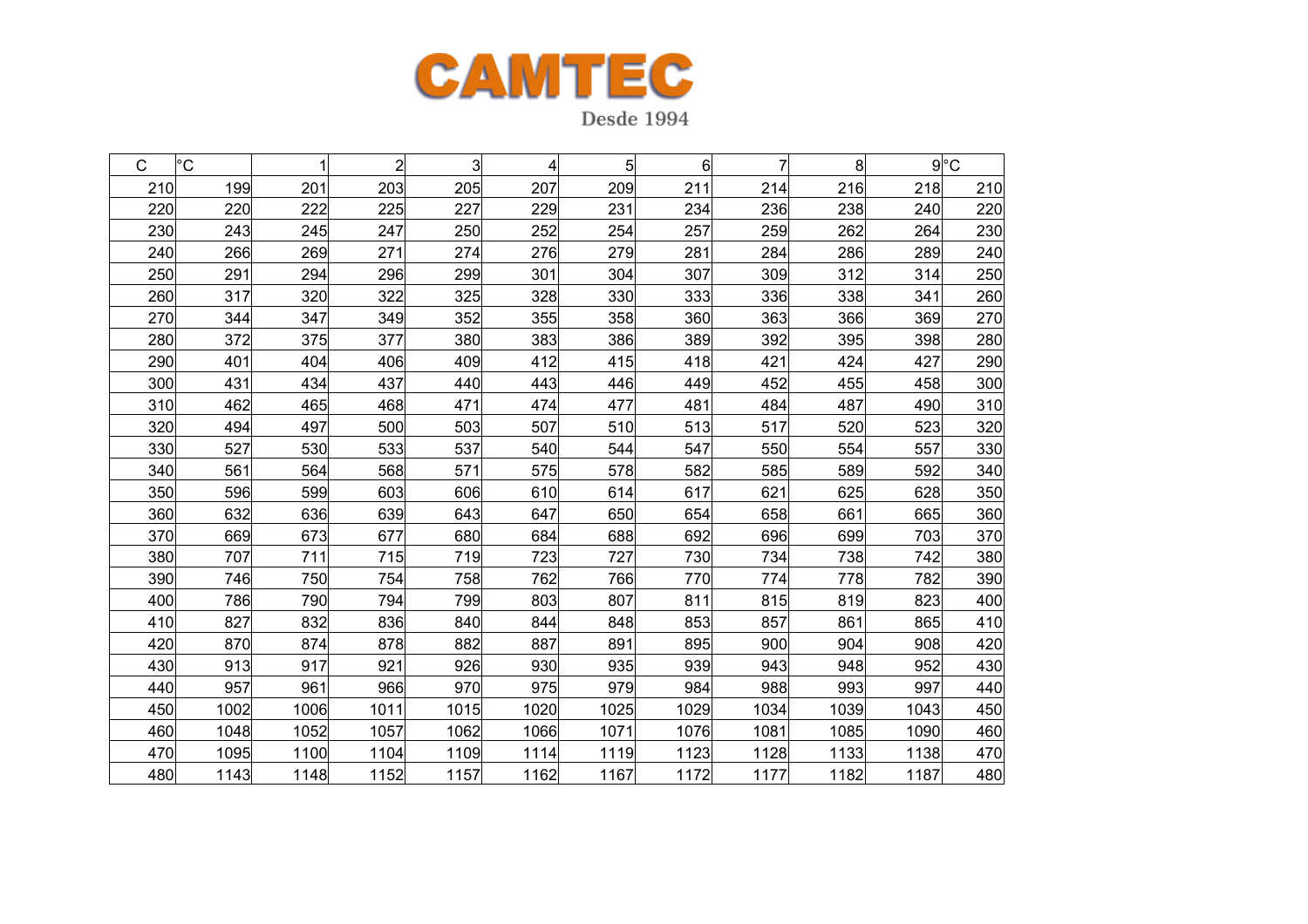# CAMTEC

Desde 1994

| C | °C | 1 | 2 | 3 | 4 | 5 | 6 | 7 | 8 | 9 | °C |
|---|---|---|---|---|---|---|---|---|---|---|---|
| 210 | 199 | 201 | 203 | 205 | 207 | 209 | 211 | 214 | 216 | 218 | 210 |
| 220 | 220 | 222 | 225 | 227 | 229 | 231 | 234 | 236 | 238 | 240 | 220 |
| 230 | 243 | 245 | 247 | 250 | 252 | 254 | 257 | 259 | 262 | 264 | 230 |
| 240 | 266 | 269 | 271 | 274 | 276 | 279 | 281 | 284 | 286 | 289 | 240 |
| 250 | 291 | 294 | 296 | 299 | 301 | 304 | 307 | 309 | 312 | 314 | 250 |
| 260 | 317 | 320 | 322 | 325 | 328 | 330 | 333 | 336 | 338 | 341 | 260 |
| 270 | 344 | 347 | 349 | 352 | 355 | 358 | 360 | 363 | 366 | 369 | 270 |
| 280 | 372 | 375 | 377 | 380 | 383 | 386 | 389 | 392 | 395 | 398 | 280 |
| 290 | 401 | 404 | 406 | 409 | 412 | 415 | 418 | 421 | 424 | 427 | 290 |
| 300 | 431 | 434 | 437 | 440 | 443 | 446 | 449 | 452 | 455 | 458 | 300 |
| 310 | 462 | 465 | 468 | 471 | 474 | 477 | 481 | 484 | 487 | 490 | 310 |
| 320 | 494 | 497 | 500 | 503 | 507 | 510 | 513 | 517 | 520 | 523 | 320 |
| 330 | 527 | 530 | 533 | 537 | 540 | 544 | 547 | 550 | 554 | 557 | 330 |
| 340 | 561 | 564 | 568 | 571 | 575 | 578 | 582 | 585 | 589 | 592 | 340 |
| 350 | 596 | 599 | 603 | 606 | 610 | 614 | 617 | 621 | 625 | 628 | 350 |
| 360 | 632 | 636 | 639 | 643 | 647 | 650 | 654 | 658 | 661 | 665 | 360 |
| 370 | 669 | 673 | 677 | 680 | 684 | 688 | 692 | 696 | 699 | 703 | 370 |
| 380 | 707 | 711 | 715 | 719 | 723 | 727 | 730 | 734 | 738 | 742 | 380 |
| 390 | 746 | 750 | 754 | 758 | 762 | 766 | 770 | 774 | 778 | 782 | 390 |
| 400 | 786 | 790 | 794 | 799 | 803 | 807 | 811 | 815 | 819 | 823 | 400 |
| 410 | 827 | 832 | 836 | 840 | 844 | 848 | 853 | 857 | 861 | 865 | 410 |
| 420 | 870 | 874 | 878 | 882 | 887 | 891 | 895 | 900 | 904 | 908 | 420 |
| 430 | 913 | 917 | 921 | 926 | 930 | 935 | 939 | 943 | 948 | 952 | 430 |
| 440 | 957 | 961 | 966 | 970 | 975 | 979 | 984 | 988 | 993 | 997 | 440 |
| 450 | 1002 | 1006 | 1011 | 1015 | 1020 | 1025 | 1029 | 1034 | 1039 | 1043 | 450 |
| 460 | 1048 | 1052 | 1057 | 1062 | 1066 | 1071 | 1076 | 1081 | 1085 | 1090 | 460 |
| 470 | 1095 | 1100 | 1104 | 1109 | 1114 | 1119 | 1123 | 1128 | 1133 | 1138 | 470 |
| 480 | 1143 | 1148 | 1152 | 1157 | 1162 | 1167 | 1172 | 1177 | 1182 | 1187 | 480 |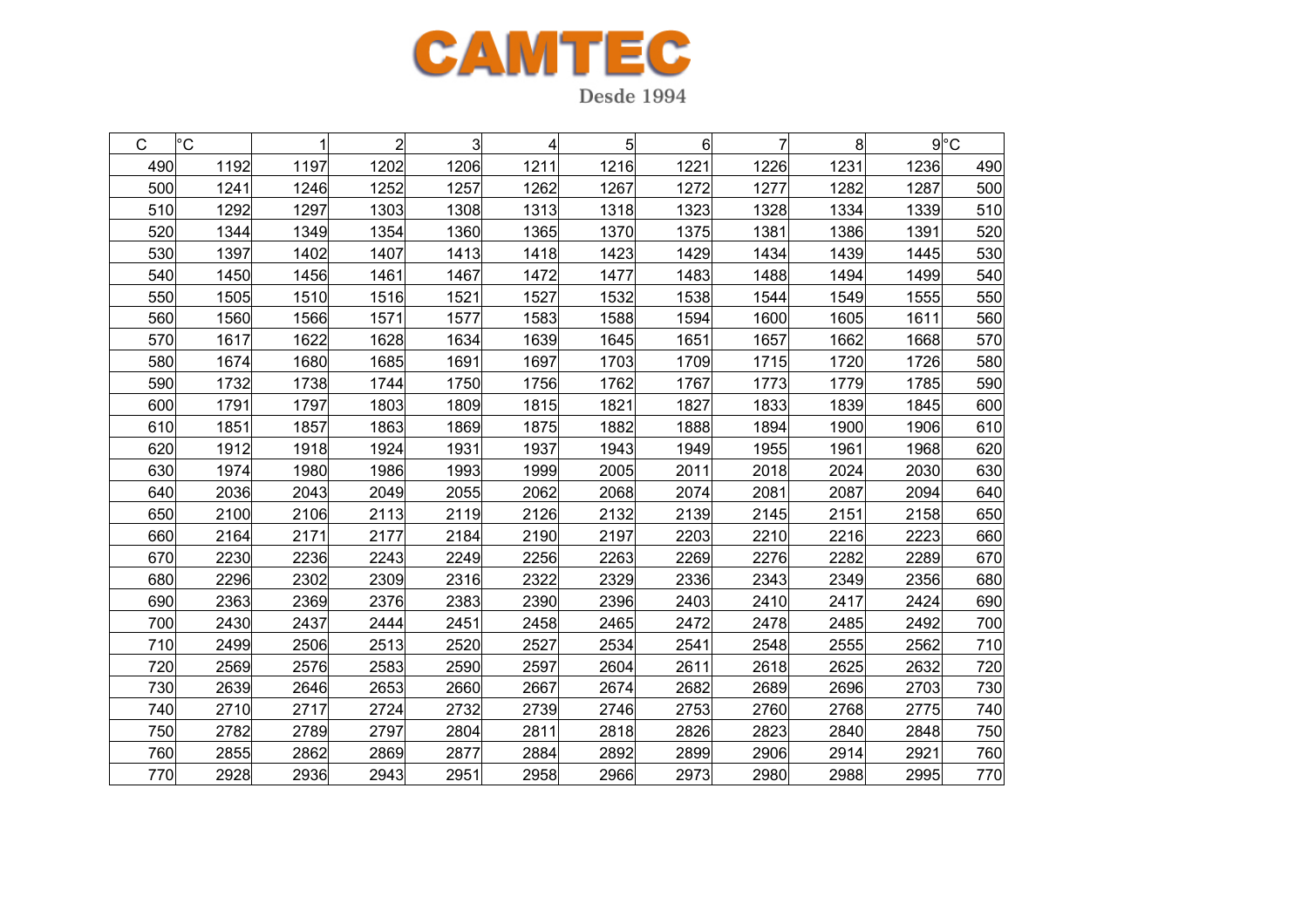CAMTEC

Desde 1994

| C | °C | 1 | 2 | 3 | 4 | 5 | 6 | 7 | 8 | 9 | °C |
|---|---|---|---|---|---|---|---|---|---|---|---|
| 490 | 1192 | 1197 | 1202 | 1206 | 1211 | 1216 | 1221 | 1226 | 1231 | 1236 | 490 |
| 500 | 1241 | 1246 | 1252 | 1257 | 1262 | 1267 | 1272 | 1277 | 1282 | 1287 | 500 |
| 510 | 1292 | 1297 | 1303 | 1308 | 1313 | 1318 | 1323 | 1328 | 1334 | 1339 | 510 |
| 520 | 1344 | 1349 | 1354 | 1360 | 1365 | 1370 | 1375 | 1381 | 1386 | 1391 | 520 |
| 530 | 1397 | 1402 | 1407 | 1413 | 1418 | 1423 | 1429 | 1434 | 1439 | 1445 | 530 |
| 540 | 1450 | 1456 | 1461 | 1467 | 1472 | 1477 | 1483 | 1488 | 1494 | 1499 | 540 |
| 550 | 1505 | 1510 | 1516 | 1521 | 1527 | 1532 | 1538 | 1544 | 1549 | 1555 | 550 |
| 560 | 1560 | 1566 | 1571 | 1577 | 1583 | 1588 | 1594 | 1600 | 1605 | 1611 | 560 |
| 570 | 1617 | 1622 | 1628 | 1634 | 1639 | 1645 | 1651 | 1657 | 1662 | 1668 | 570 |
| 580 | 1674 | 1680 | 1685 | 1691 | 1697 | 1703 | 1709 | 1715 | 1720 | 1726 | 580 |
| 590 | 1732 | 1738 | 1744 | 1750 | 1756 | 1762 | 1767 | 1773 | 1779 | 1785 | 590 |
| 600 | 1791 | 1797 | 1803 | 1809 | 1815 | 1821 | 1827 | 1833 | 1839 | 1845 | 600 |
| 610 | 1851 | 1857 | 1863 | 1869 | 1875 | 1882 | 1888 | 1894 | 1900 | 1906 | 610 |
| 620 | 1912 | 1918 | 1924 | 1931 | 1937 | 1943 | 1949 | 1955 | 1961 | 1968 | 620 |
| 630 | 1974 | 1980 | 1986 | 1993 | 1999 | 2005 | 2011 | 2018 | 2024 | 2030 | 630 |
| 640 | 2036 | 2043 | 2049 | 2055 | 2062 | 2068 | 2074 | 2081 | 2087 | 2094 | 640 |
| 650 | 2100 | 2106 | 2113 | 2119 | 2126 | 2132 | 2139 | 2145 | 2151 | 2158 | 650 |
| 660 | 2164 | 2171 | 2177 | 2184 | 2190 | 2197 | 2203 | 2210 | 2216 | 2223 | 660 |
| 670 | 2230 | 2236 | 2243 | 2249 | 2256 | 2263 | 2269 | 2276 | 2282 | 2289 | 670 |
| 680 | 2296 | 2302 | 2309 | 2316 | 2322 | 2329 | 2336 | 2343 | 2349 | 2356 | 680 |
| 690 | 2363 | 2369 | 2376 | 2383 | 2390 | 2396 | 2403 | 2410 | 2417 | 2424 | 690 |
| 700 | 2430 | 2437 | 2444 | 2451 | 2458 | 2465 | 2472 | 2478 | 2485 | 2492 | 700 |
| 710 | 2499 | 2506 | 2513 | 2520 | 2527 | 2534 | 2541 | 2548 | 2555 | 2562 | 710 |
| 720 | 2569 | 2576 | 2583 | 2590 | 2597 | 2604 | 2611 | 2618 | 2625 | 2632 | 720 |
| 730 | 2639 | 2646 | 2653 | 2660 | 2667 | 2674 | 2682 | 2689 | 2696 | 2703 | 730 |
| 740 | 2710 | 2717 | 2724 | 2732 | 2739 | 2746 | 2753 | 2760 | 2768 | 2775 | 740 |
| 750 | 2782 | 2789 | 2797 | 2804 | 2811 | 2818 | 2826 | 2823 | 2840 | 2848 | 750 |
| 760 | 2855 | 2862 | 2869 | 2877 | 2884 | 2892 | 2899 | 2906 | 2914 | 2921 | 760 |
| 770 | 2928 | 2936 | 2943 | 2951 | 2958 | 2966 | 2973 | 2980 | 2988 | 2995 | 770 |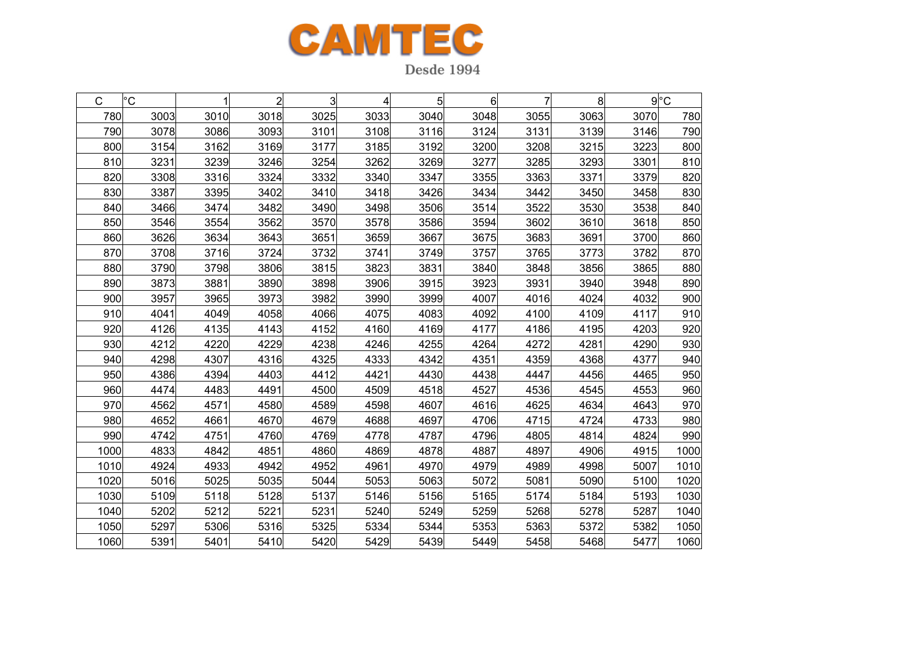**CAMTEC**

Desde 1994

| C | °C | 1 | 2 | 3 | 4 | 5 | 6 | 7 | 8 | 9 | °C |
|---|---|---|---|---|---|---|---|---|---|---|---|
| 780 | 3003 | 3010 | 3018 | 3025 | 3033 | 3040 | 3048 | 3055 | 3063 | 3070 | 780 |
| 790 | 3078 | 3086 | 3093 | 3101 | 3108 | 3116 | 3124 | 3131 | 3139 | 3146 | 790 |
| 800 | 3154 | 3162 | 3169 | 3177 | 3185 | 3192 | 3200 | 3208 | 3215 | 3223 | 800 |
| 810 | 3231 | 3239 | 3246 | 3254 | 3262 | 3269 | 3277 | 3285 | 3293 | 3301 | 810 |
| 820 | 3308 | 3316 | 3324 | 3332 | 3340 | 3347 | 3355 | 3363 | 3371 | 3379 | 820 |
| 830 | 3387 | 3395 | 3402 | 3410 | 3418 | 3426 | 3434 | 3442 | 3450 | 3458 | 830 |
| 840 | 3466 | 3474 | 3482 | 3490 | 3498 | 3506 | 3514 | 3522 | 3530 | 3538 | 840 |
| 850 | 3546 | 3554 | 3562 | 3570 | 3578 | 3586 | 3594 | 3602 | 3610 | 3618 | 850 |
| 860 | 3626 | 3634 | 3643 | 3651 | 3659 | 3667 | 3675 | 3683 | 3691 | 3700 | 860 |
| 870 | 3708 | 3716 | 3724 | 3732 | 3741 | 3749 | 3757 | 3765 | 3773 | 3782 | 870 |
| 880 | 3790 | 3798 | 3806 | 3815 | 3823 | 3831 | 3840 | 3848 | 3856 | 3865 | 880 |
| 890 | 3873 | 3881 | 3890 | 3898 | 3906 | 3915 | 3923 | 3931 | 3940 | 3948 | 890 |
| 900 | 3957 | 3965 | 3973 | 3982 | 3990 | 3999 | 4007 | 4016 | 4024 | 4032 | 900 |
| 910 | 4041 | 4049 | 4058 | 4066 | 4075 | 4083 | 4092 | 4100 | 4109 | 4117 | 910 |
| 920 | 4126 | 4135 | 4143 | 4152 | 4160 | 4169 | 4177 | 4186 | 4195 | 4203 | 920 |
| 930 | 4212 | 4220 | 4229 | 4238 | 4246 | 4255 | 4264 | 4272 | 4281 | 4290 | 930 |
| 940 | 4298 | 4307 | 4316 | 4325 | 4333 | 4342 | 4351 | 4359 | 4368 | 4377 | 940 |
| 950 | 4386 | 4394 | 4403 | 4412 | 4421 | 4430 | 4438 | 4447 | 4456 | 4465 | 950 |
| 960 | 4474 | 4483 | 4491 | 4500 | 4509 | 4518 | 4527 | 4536 | 4545 | 4553 | 960 |
| 970 | 4562 | 4571 | 4580 | 4589 | 4598 | 4607 | 4616 | 4625 | 4634 | 4643 | 970 |
| 980 | 4652 | 4661 | 4670 | 4679 | 4688 | 4697 | 4706 | 4715 | 4724 | 4733 | 980 |
| 990 | 4742 | 4751 | 4760 | 4769 | 4778 | 4787 | 4796 | 4805 | 4814 | 4824 | 990 |
| 1000 | 4833 | 4842 | 4851 | 4860 | 4869 | 4878 | 4887 | 4897 | 4906 | 4915 | 1000 |
| 1010 | 4924 | 4933 | 4942 | 4952 | 4961 | 4970 | 4979 | 4989 | 4998 | 5007 | 1010 |
| 1020 | 5016 | 5025 | 5035 | 5044 | 5053 | 5063 | 5072 | 5081 | 5090 | 5100 | 1020 |
| 1030 | 5109 | 5118 | 5128 | 5137 | 5146 | 5156 | 5165 | 5174 | 5184 | 5193 | 1030 |
| 1040 | 5202 | 5212 | 5221 | 5231 | 5240 | 5249 | 5259 | 5268 | 5278 | 5287 | 1040 |
| 1050 | 5297 | 5306 | 5316 | 5325 | 5334 | 5344 | 5353 | 5363 | 5372 | 5382 | 1050 |
| 1060 | 5391 | 5401 | 5410 | 5420 | 5429 | 5439 | 5449 | 5458 | 5468 | 5477 | 1060 |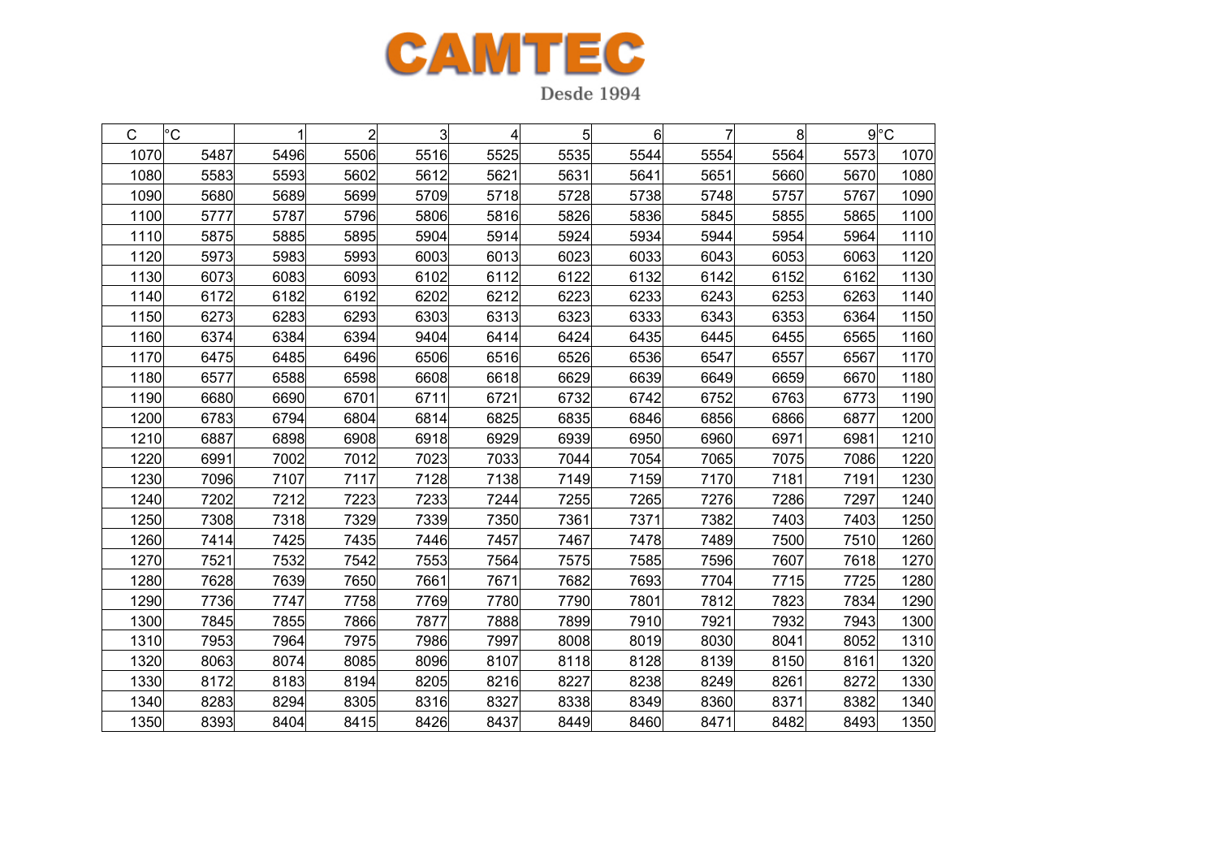# CAMTEC

Desde 1994

| C | °C | 1 | 2 | 3 | 4 | 5 | 6 | 7 | 8 | 9 | °C |
|---|---|---|---|---|---|---|---|---|---|---|---|
| 1070 | 5487 | 5496 | 5506 | 5516 | 5525 | 5535 | 5544 | 5554 | 5564 | 5573 | 1070 |
| 1080 | 5583 | 5593 | 5602 | 5612 | 5621 | 5631 | 5641 | 5651 | 5660 | 5670 | 1080 |
| 1090 | 5680 | 5689 | 5699 | 5709 | 5718 | 5728 | 5738 | 5748 | 5757 | 5767 | 1090 |
| 1100 | 5777 | 5787 | 5796 | 5806 | 5816 | 5826 | 5836 | 5845 | 5855 | 5865 | 1100 |
| 1110 | 5875 | 5885 | 5895 | 5904 | 5914 | 5924 | 5934 | 5944 | 5954 | 5964 | 1110 |
| 1120 | 5973 | 5983 | 5993 | 6003 | 6013 | 6023 | 6033 | 6043 | 6053 | 6063 | 1120 |
| 1130 | 6073 | 6083 | 6093 | 6102 | 6112 | 6122 | 6132 | 6142 | 6152 | 6162 | 1130 |
| 1140 | 6172 | 6182 | 6192 | 6202 | 6212 | 6223 | 6233 | 6243 | 6253 | 6263 | 1140 |
| 1150 | 6273 | 6283 | 6293 | 6303 | 6313 | 6323 | 6333 | 6343 | 6353 | 6364 | 1150 |
| 1160 | 6374 | 6384 | 6394 | 9404 | 6414 | 6424 | 6435 | 6445 | 6455 | 6565 | 1160 |
| 1170 | 6475 | 6485 | 6496 | 6506 | 6516 | 6526 | 6536 | 6547 | 6557 | 6567 | 1170 |
| 1180 | 6577 | 6588 | 6598 | 6608 | 6618 | 6629 | 6639 | 6649 | 6659 | 6670 | 1180 |
| 1190 | 6680 | 6690 | 6701 | 6711 | 6721 | 6732 | 6742 | 6752 | 6763 | 6773 | 1190 |
| 1200 | 6783 | 6794 | 6804 | 6814 | 6825 | 6835 | 6846 | 6856 | 6866 | 6877 | 1200 |
| 1210 | 6887 | 6898 | 6908 | 6918 | 6929 | 6939 | 6950 | 6960 | 6971 | 6981 | 1210 |
| 1220 | 6991 | 7002 | 7012 | 7023 | 7033 | 7044 | 7054 | 7065 | 7075 | 7086 | 1220 |
| 1230 | 7096 | 7107 | 7117 | 7128 | 7138 | 7149 | 7159 | 7170 | 7181 | 7191 | 1230 |
| 1240 | 7202 | 7212 | 7223 | 7233 | 7244 | 7255 | 7265 | 7276 | 7286 | 7297 | 1240 |
| 1250 | 7308 | 7318 | 7329 | 7339 | 7350 | 7361 | 7371 | 7382 | 7403 | 7403 | 1250 |
| 1260 | 7414 | 7425 | 7435 | 7446 | 7457 | 7467 | 7478 | 7489 | 7500 | 7510 | 1260 |
| 1270 | 7521 | 7532 | 7542 | 7553 | 7564 | 7575 | 7585 | 7596 | 7607 | 7618 | 1270 |
| 1280 | 7628 | 7639 | 7650 | 7661 | 7671 | 7682 | 7693 | 7704 | 7715 | 7725 | 1280 |
| 1290 | 7736 | 7747 | 7758 | 7769 | 7780 | 7790 | 7801 | 7812 | 7823 | 7834 | 1290 |
| 1300 | 7845 | 7855 | 7866 | 7877 | 7888 | 7899 | 7910 | 7921 | 7932 | 7943 | 1300 |
| 1310 | 7953 | 7964 | 7975 | 7986 | 7997 | 8008 | 8019 | 8030 | 8041 | 8052 | 1310 |
| 1320 | 8063 | 8074 | 8085 | 8096 | 8107 | 8118 | 8128 | 8139 | 8150 | 8161 | 1320 |
| 1330 | 8172 | 8183 | 8194 | 8205 | 8216 | 8227 | 8238 | 8249 | 8261 | 8272 | 1330 |
| 1340 | 8283 | 8294 | 8305 | 8316 | 8327 | 8338 | 8349 | 8360 | 8371 | 8382 | 1340 |
| 1350 | 8393 | 8404 | 8415 | 8426 | 8437 | 8449 | 8460 | 8471 | 8482 | 8493 | 1350 |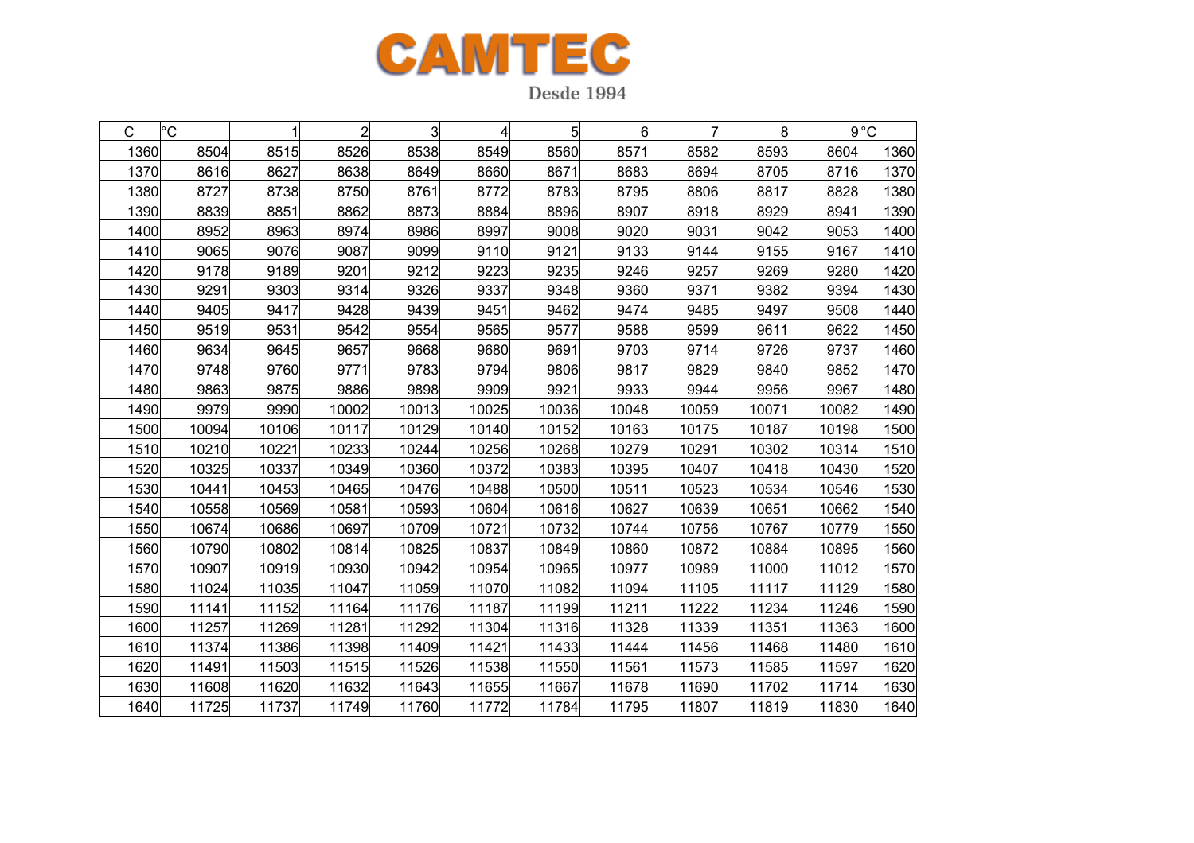**CAMTEC**

Desde 1994

| C | °C | 1 | 2 | 3 | 4 | 5 | 6 | 7 | 8 | 9 | °C |
|---|---|---|---|---|---|---|---|---|---|---|---|
| 1360 | 8504 | 8515 | 8526 | 8538 | 8549 | 8560 | 8571 | 8582 | 8593 | 8604 | 1360 |
| 1370 | 8616 | 8627 | 8638 | 8649 | 8660 | 8671 | 8683 | 8694 | 8705 | 8716 | 1370 |
| 1380 | 8727 | 8738 | 8750 | 8761 | 8772 | 8783 | 8795 | 8806 | 8817 | 8828 | 1380 |
| 1390 | 8839 | 8851 | 8862 | 8873 | 8884 | 8896 | 8907 | 8918 | 8929 | 8941 | 1390 |
| 1400 | 8952 | 8963 | 8974 | 8986 | 8997 | 9008 | 9020 | 9031 | 9042 | 9053 | 1400 |
| 1410 | 9065 | 9076 | 9087 | 9099 | 9110 | 9121 | 9133 | 9144 | 9155 | 9167 | 1410 |
| 1420 | 9178 | 9189 | 9201 | 9212 | 9223 | 9235 | 9246 | 9257 | 9269 | 9280 | 1420 |
| 1430 | 9291 | 9303 | 9314 | 9326 | 9337 | 9348 | 9360 | 9371 | 9382 | 9394 | 1430 |
| 1440 | 9405 | 9417 | 9428 | 9439 | 9451 | 9462 | 9474 | 9485 | 9497 | 9508 | 1440 |
| 1450 | 9519 | 9531 | 9542 | 9554 | 9565 | 9577 | 9588 | 9599 | 9611 | 9622 | 1450 |
| 1460 | 9634 | 9645 | 9657 | 9668 | 9680 | 9691 | 9703 | 9714 | 9726 | 9737 | 1460 |
| 1470 | 9748 | 9760 | 9771 | 9783 | 9794 | 9806 | 9817 | 9829 | 9840 | 9852 | 1470 |
| 1480 | 9863 | 9875 | 9886 | 9898 | 9909 | 9921 | 9933 | 9944 | 9956 | 9967 | 1480 |
| 1490 | 9979 | 9990 | 10002 | 10013 | 10025 | 10036 | 10048 | 10059 | 10071 | 10082 | 1490 |
| 1500 | 10094 | 10106 | 10117 | 10129 | 10140 | 10152 | 10163 | 10175 | 10187 | 10198 | 1500 |
| 1510 | 10210 | 10221 | 10233 | 10244 | 10256 | 10268 | 10279 | 10291 | 10302 | 10314 | 1510 |
| 1520 | 10325 | 10337 | 10349 | 10360 | 10372 | 10383 | 10395 | 10407 | 10418 | 10430 | 1520 |
| 1530 | 10441 | 10453 | 10465 | 10476 | 10488 | 10500 | 10511 | 10523 | 10534 | 10546 | 1530 |
| 1540 | 10558 | 10569 | 10581 | 10593 | 10604 | 10616 | 10627 | 10639 | 10651 | 10662 | 1540 |
| 1550 | 10674 | 10686 | 10697 | 10709 | 10721 | 10732 | 10744 | 10756 | 10767 | 10779 | 1550 |
| 1560 | 10790 | 10802 | 10814 | 10825 | 10837 | 10849 | 10860 | 10872 | 10884 | 10895 | 1560 |
| 1570 | 10907 | 10919 | 10930 | 10942 | 10954 | 10965 | 10977 | 10989 | 11000 | 11012 | 1570 |
| 1580 | 11024 | 11035 | 11047 | 11059 | 11070 | 11082 | 11094 | 11105 | 11117 | 11129 | 1580 |
| 1590 | 11141 | 11152 | 11164 | 11176 | 11187 | 11199 | 11211 | 11222 | 11234 | 11246 | 1590 |
| 1600 | 11257 | 11269 | 11281 | 11292 | 11304 | 11316 | 11328 | 11339 | 11351 | 11363 | 1600 |
| 1610 | 11374 | 11386 | 11398 | 11409 | 11421 | 11433 | 11444 | 11456 | 11468 | 11480 | 1610 |
| 1620 | 11491 | 11503 | 11515 | 11526 | 11538 | 11550 | 11561 | 11573 | 11585 | 11597 | 1620 |
| 1630 | 11608 | 11620 | 11632 | 11643 | 11655 | 11667 | 11678 | 11690 | 11702 | 11714 | 1630 |
| 1640 | 11725 | 11737 | 11749 | 11760 | 11772 | 11784 | 11795 | 11807 | 11819 | 11830 | 1640 |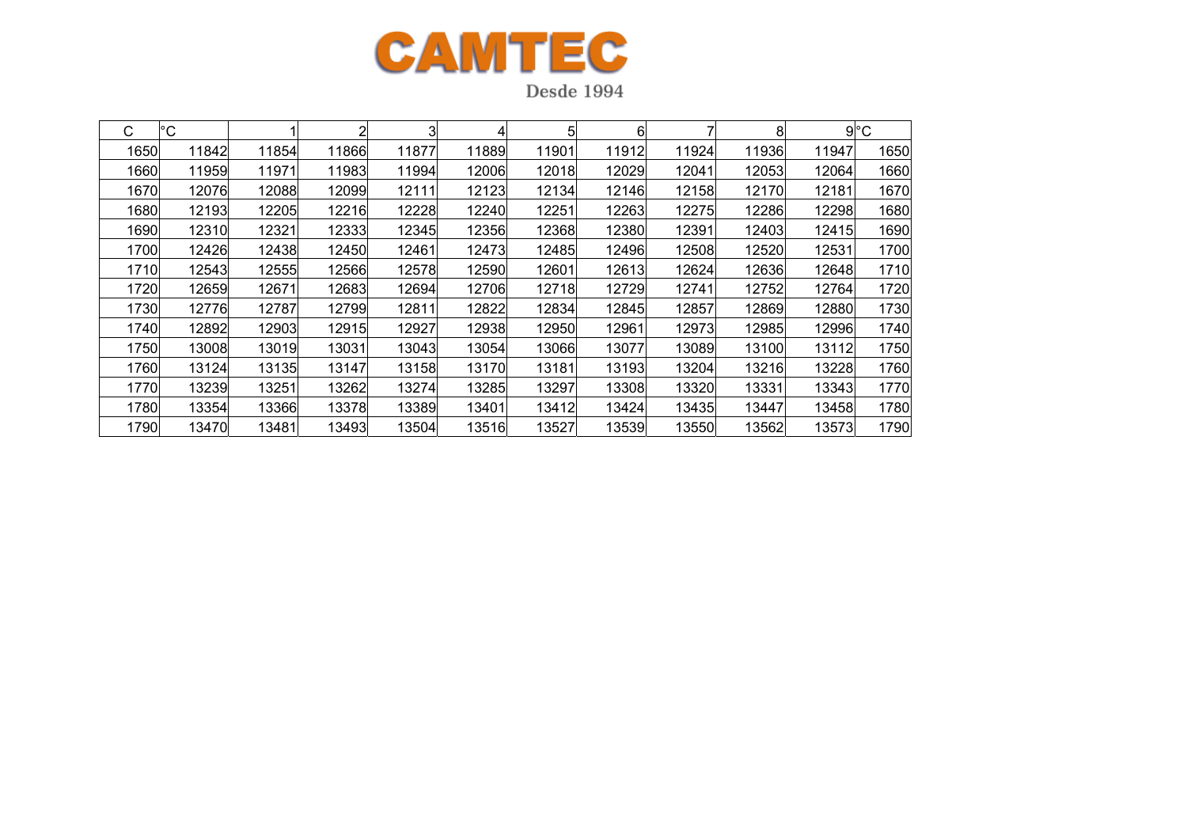CAMTEC

Desde 1994

| C | °C | 1 | 2 | 3 | 4 | 5 | 6 | 7 | 8 | 9 | °C |
|---|---|---|---|---|---|---|---|---|---|---|---|
| 1650 | 11842 | 11854 | 11866 | 11877 | 11889 | 11901 | 11912 | 11924 | 11936 | 11947 | 1650 |
| 1660 | 11959 | 11971 | 11983 | 11994 | 12006 | 12018 | 12029 | 12041 | 12053 | 12064 | 1660 |
| 1670 | 12076 | 12088 | 12099 | 12111 | 12123 | 12134 | 12146 | 12158 | 12170 | 12181 | 1670 |
| 1680 | 12193 | 12205 | 12216 | 12228 | 12240 | 12251 | 12263 | 12275 | 12286 | 12298 | 1680 |
| 1690 | 12310 | 12321 | 12333 | 12345 | 12356 | 12368 | 12380 | 12391 | 12403 | 12415 | 1690 |
| 1700 | 12426 | 12438 | 12450 | 12461 | 12473 | 12485 | 12496 | 12508 | 12520 | 12531 | 1700 |
| 1710 | 12543 | 12555 | 12566 | 12578 | 12590 | 12601 | 12613 | 12624 | 12636 | 12648 | 1710 |
| 1720 | 12659 | 12671 | 12683 | 12694 | 12706 | 12718 | 12729 | 12741 | 12752 | 12764 | 1720 |
| 1730 | 12776 | 12787 | 12799 | 12811 | 12822 | 12834 | 12845 | 12857 | 12869 | 12880 | 1730 |
| 1740 | 12892 | 12903 | 12915 | 12927 | 12938 | 12950 | 12961 | 12973 | 12985 | 12996 | 1740 |
| 1750 | 13008 | 13019 | 13031 | 13043 | 13054 | 13066 | 13077 | 13089 | 13100 | 13112 | 1750 |
| 1760 | 13124 | 13135 | 13147 | 13158 | 13170 | 13181 | 13193 | 13204 | 13216 | 13228 | 1760 |
| 1770 | 13239 | 13251 | 13262 | 13274 | 13285 | 13297 | 13308 | 13320 | 13331 | 13343 | 1770 |
| 1780 | 13354 | 13366 | 13378 | 13389 | 13401 | 13412 | 13424 | 13435 | 13447 | 13458 | 1780 |
| 1790 | 13470 | 13481 | 13493 | 13504 | 13516 | 13527 | 13539 | 13550 | 13562 | 13573 | 1790 |